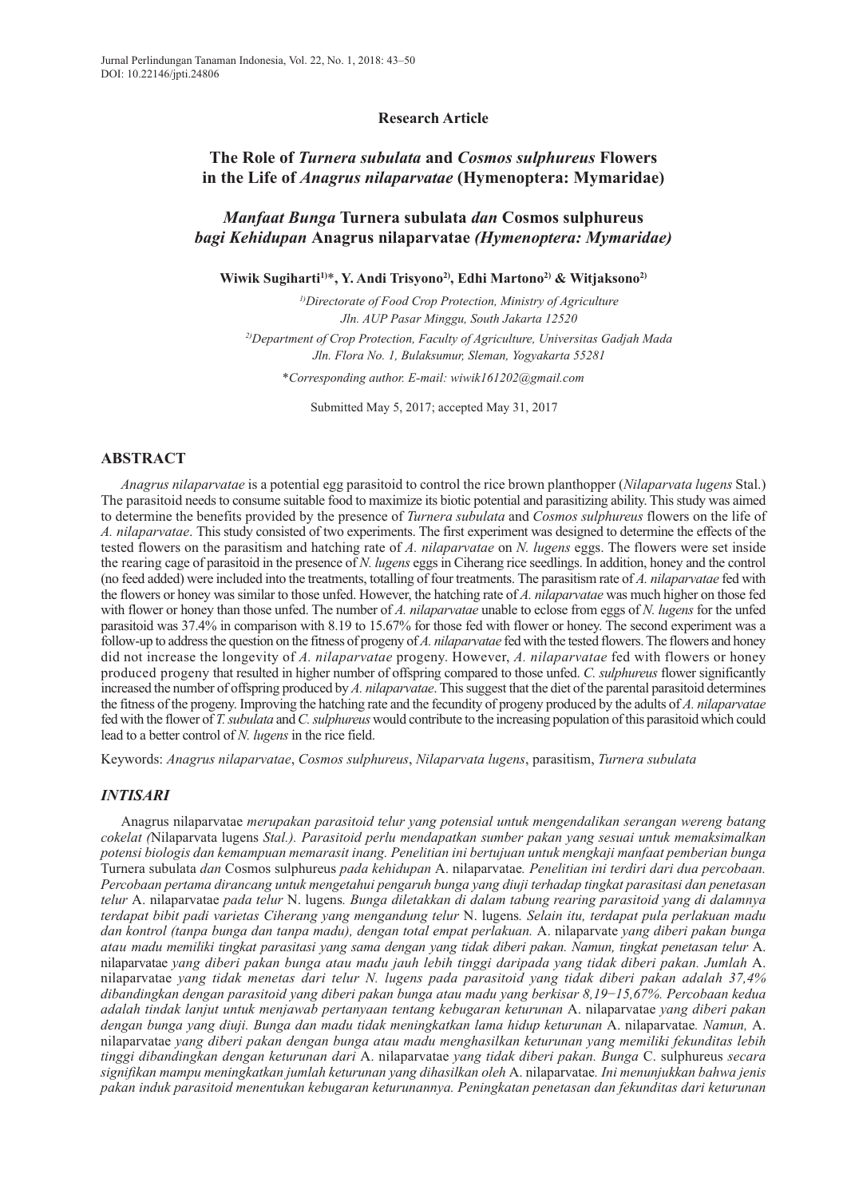Research Article

# The Role of *Turnera subulata* and *Cosmos sulphureus* Flowers in the Life of *Anagrus nilaparvatae* (Hymenoptera: Mymaridae)

# *Manfaat Bunga* Turnera subulata *dan* Cosmos sulphureus *bagi Kehidupan* Anagrus nilaparvatae *(Hymenoptera: Mymaridae)*

**Wiwik Sugiharti[1)]*, Y. Andi Trisyono[2)], Edhi Martono[2)] & Witjaksono[2)]**

*[1)]Directorate of Food Crop Protection, Ministry of Agriculture*
*Jln. AUP Pasar Minggu, South Jakarta 12520*

*[2)]Department of Crop Protection, Faculty of Agriculture, Universitas Gadjah Mada*
*Jln. Flora No. 1, Bulaksumur, Sleman, Yogyakarta 55281*

**Corresponding author. E-mail: wiwik161202@gmail.com*

Submitted May 5, 2017; accepted May 31, 2017

## ABSTRACT

*Anagrus nilaparvatae* is a potential egg parasitoid to control the rice brown planthopper (*Nilaparvata lugens* Stal.) The parasitoid needs to consume suitable food to maximize its biotic potential and parasitizing ability. This study was aimed to determine the benefits provided by the presence of *Turnera subulata* and *Cosmos sulphureus* flowers on the life of *A. nilaparvatae*. This study consisted of two experiments. The first experiment was designed to determine the effects of the tested flowers on the parasitism and hatching rate of *A. nilaparvatae* on *N. lugens* eggs. The flowers were set inside the rearing cage of parasitoid in the presence of *N. lugens* eggs in Ciherang rice seedlings. In addition, honey and the control (no feed added) were included into the treatments, totalling of four treatments. The parasitism rate of *A. nilaparvatae* fed with the flowers or honey was similar to those unfed. However, the hatching rate of *A. nilaparvatae* was much higher on those fed with flower or honey than those unfed. The number of *A. nilaparvatae* unable to eclose from eggs of *N. lugens* for the unfed parasitoid was 37.4% in comparison with 8.19 to 15.67% for those fed with flower or honey. The second experiment was a follow-up to address the question on the fitness of progeny of *A. nilaparvatae* fed with the tested flowers. The flowers and honey did not increase the longevity of *A. nilaparvatae* progeny. However, *A. nilaparvatae* fed with flowers or honey produced progeny that resulted in higher number of offspring compared to those unfed. *C. sulphureus* flower significantly increased the number of offspring produced by *A. nilaparvatae*. This suggest that the diet of the parental parasitoid determines the fitness of the progeny. Improving the hatching rate and the fecundity of progeny produced by the adults of *A. nilaparvatae* fed with the flower of *T. subulata* and *C. sulphureus* would contribute to the increasing population of this parasitoid which could lead to a better control of *N. lugens* in the rice field.

Keywords: *Anagrus nilaparvatae*, *Cosmos sulphureus*, *Nilaparvata lugens*, parasitism, *Turnera subulata*

## *INTISARI*

Anagrus nilaparvatae *merupakan parasitoid telur yang potensial untuk mengendalikan serangan wereng batang cokelat (*Nilaparvata lugens *Stal.). Parasitoid perlu mendapatkan sumber pakan yang sesuai untuk memaksimalkan potensi biologis dan kemampuan memarasit inang. Penelitian ini bertujuan untuk mengkaji manfaat pemberian bunga* Turnera subulata *dan* Cosmos sulphureus *pada kehidupan* A. nilaparvatae*. Penelitian ini terdiri dari dua percobaan. Percobaan pertama dirancang untuk mengetahui pengaruh bunga yang diuji terhadap tingkat parasitasi dan penetasan telur* A. nilaparvatae *pada telur* N. lugens*. Bunga diletakkan di dalam tabung rearing parasitoid yang di dalamnya terdapat bibit padi varietas Ciherang yang mengandung telur* N. lugens*. Selain itu, terdapat pula perlakuan madu dan kontrol (tanpa bunga dan tanpa madu), dengan total empat perlakuan.* A. nilaparvate *yang diberi pakan bunga atau madu memiliki tingkat parasitasi yang sama dengan yang tidak diberi pakan. Namun, tingkat penetasan telur* A. nilaparvatae *yang diberi pakan bunga atau madu jauh lebih tinggi daripada yang tidak diberi pakan. Jumlah* A. nilaparvatae *yang tidak menetas dari telur N. lugens pada parasitoid yang tidak diberi pakan adalah 37,4% dibandingkan dengan parasitoid yang diberi pakan bunga atau madu yang berkisar 8,19−15,67%. Percobaan kedua adalah tindak lanjut untuk menjawab pertanyaan tentang kebugaran keturunan* A. nilaparvatae *yang diberi pakan dengan bunga yang diuji. Bunga dan madu tidak meningkatkan lama hidup keturunan* A. nilaparvatae*. Namun,* A. nilaparvatae *yang diberi pakan dengan bunga atau madu menghasilkan keturunan yang memiliki fekunditas lebih tinggi dibandingkan dengan keturunan dari* A. nilaparvatae *yang tidak diberi pakan. Bunga* C. sulphureus *secara signifikan mampu meningkatkan jumlah keturunan yang dihasilkan oleh* A. nilaparvatae*. Ini menunjukkan bahwa jenis pakan induk parasitoid menentukan kebugaran keturunannya. Peningkatan penetasan dan fekunditas dari keturunan*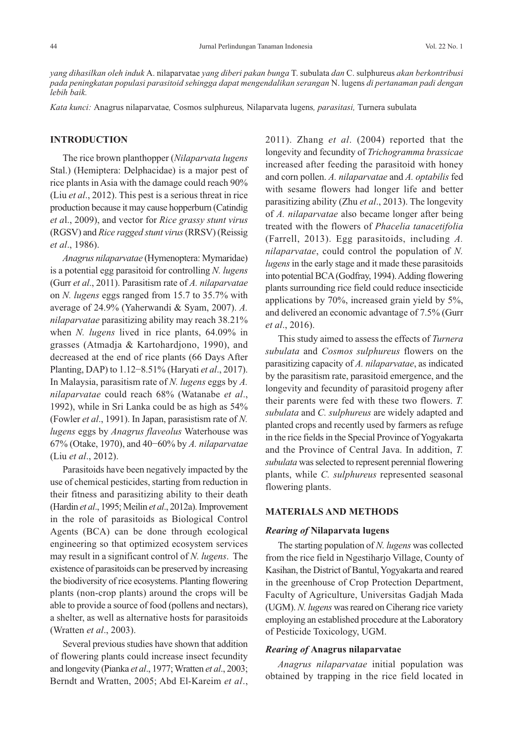*yang dihasilkan oleh induk* A. nilaparvatae *yang diberi pakan bunga* T. subulata *dan* C. sulphureus *akan berkontribusi pada peningkatan populasi parasitoid sehingga dapat mengendalikan serangan* N. lugens *di pertanaman padi dengan lebih baik.*

*Kata kunci:* Anagrus nilaparvatae*,* Cosmos sulphureus*,* Nilaparvata lugens*, parasitasi,* Turnera subulata

## INTRODUCTION

The rice brown planthopper (*Nilaparvata lugens* Stal.) (Hemiptera: Delphacidae) is a major pest of rice plants in Asia with the damage could reach 90% (Liu *et al*., 2012). This pest is a serious threat in rice production because it may cause hopperburn (Catindig *et a*l., 2009), and vector for *Rice grassy stunt virus* (RGSV) and *Rice ragged stunt virus* (RRSV) (Reissig *et al*., 1986).

*Anagrus nilaparvatae* (Hymenoptera: Mymaridae) is a potential egg parasitoid for controlling *N. lugens* (Gurr *et al*., 2011). Parasitism rate of *A. nilaparvatae* on *N. lugens* eggs ranged from 15.7 to 35.7% with average of 24.9% (Yaherwandi & Syam, 2007). *A. nilaparvatae* parasitizing ability may reach 38.21% when *N. lugens* lived in rice plants, 64.09% in grasses (Atmadja & Kartohardjono, 1990), and decreased at the end of rice plants (66 Days After Planting, DAP) to 1.12−8.51% (Haryati *et al*., 2017). In Malaysia, parasitism rate of *N. lugens* eggs by *A. nilaparvatae* could reach 68% (Watanabe *et al*., 1992), while in Sri Lanka could be as high as 54% (Fowler *et al*., 1991). In Japan, parasitism rate of *N. lugens* eggs by *Anagrus flaveolus* Waterhouse was 67% (Otake, 1970), and 40−60% by *A. nilaparvatae* (Liu *et al*., 2012).

Parasitoids have been negatively impacted by the use of chemical pesticides, starting from reduction in their fitness and parasitizing ability to their death (Hardin *et al*., 1995; Meilin *et al*., 2012a). Improvement in the role of parasitoids as Biological Control Agents (BCA) can be done through ecological engineering so that optimized ecosystem services may result in a significant control of *N. lugens*. The existence of parasitoids can be preserved by increasing the biodiversity of rice ecosystems. Planting flowering plants (non-crop plants) around the crops will be able to provide a source of food (pollens and nectars), a shelter, as well as alternative hosts for parasitoids (Wratten *et al*., 2003).

Several previous studies have shown that addition of flowering plants could increase insect fecundity and longevity (Pianka *et al*., 1977; Wratten *et al*., 2003; Berndt and Wratten, 2005; Abd El-Kareim *et al*., 2011). Zhang *et al*. (2004) reported that the longevity and fecundity of *Trichogramma brassicae* increased after feeding the parasitoid with honey and corn pollen. *A. nilaparvatae* and *A. optabilis* fed with sesame flowers had longer life and better parasitizing ability (Zhu *et al*., 2013). The longevity of *A. nilaparvatae* also became longer after being treated with the flowers of *Phacelia tanacetifolia* (Farrell, 2013). Egg parasitoids, including *A. nilaparvatae*, could control the population of *N. lugens* in the early stage and it made these parasitoids into potential BCA (Godfray, 1994). Adding flowering plants surrounding rice field could reduce insecticide applications by 70%, increased grain yield by 5%, and delivered an economic advantage of 7.5% (Gurr *et al*., 2016).

This study aimed to assess the effects of *Turnera subulata* and *Cosmos sulphureus* flowers on the parasitizing capacity of *A. nilaparvatae*, as indicated by the parasitism rate, parasitoid emergence, and the longevity and fecundity of parasitoid progeny after their parents were fed with these two flowers. *T. subulata* and *C. sulphureus* are widely adapted and planted crops and recently used by farmers as refuge in the rice fields in the Special Province of Yogyakarta and the Province of Central Java. In addition, *T. subulata* was selected to represent perennial flowering plants, while *C. sulphureus* represented seasonal flowering plants.

## MATERIALS AND METHODS

### *Rearing of* Nilaparvata lugens

The starting population of *N. lugens* was collected from the rice field in Ngestiharjo Village, County of Kasihan, the District of Bantul, Yogyakarta and reared in the greenhouse of Crop Protection Department, Faculty of Agriculture, Universitas Gadjah Mada (UGM). *N. lugens* was reared on Ciherang rice variety employing an established procedure at the Laboratory of Pesticide Toxicology, UGM.

### *Rearing of* Anagrus nilaparvatae

*Anagrus nilaparvatae* initial population was obtained by trapping in the rice field located in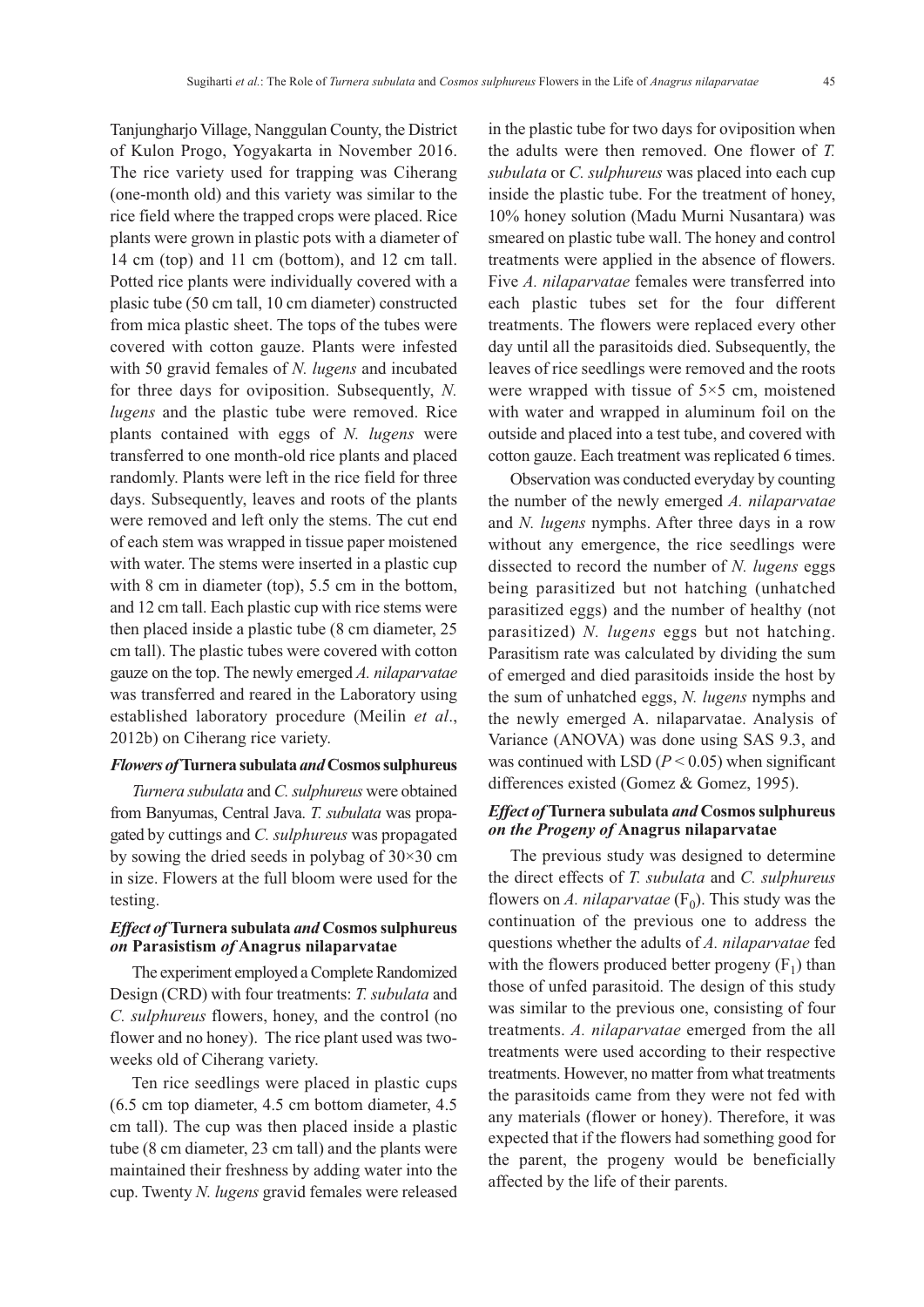Tanjungharjo Village, Nanggulan County, the District of Kulon Progo, Yogyakarta in November 2016. The rice variety used for trapping was Ciherang (one-month old) and this variety was similar to the rice field where the trapped crops were placed. Rice plants were grown in plastic pots with a diameter of 14 cm (top) and 11 cm (bottom), and 12 cm tall. Potted rice plants were individually covered with a plasic tube (50 cm tall, 10 cm diameter) constructed from mica plastic sheet. The tops of the tubes were covered with cotton gauze. Plants were infested with 50 gravid females of *N. lugens* and incubated for three days for oviposition. Subsequently, *N. lugens* and the plastic tube were removed. Rice plants contained with eggs of *N. lugens* were transferred to one month-old rice plants and placed randomly. Plants were left in the rice field for three days. Subsequently, leaves and roots of the plants were removed and left only the stems. The cut end of each stem was wrapped in tissue paper moistened with water. The stems were inserted in a plastic cup with 8 cm in diameter (top), 5.5 cm in the bottom, and 12 cm tall. Each plastic cup with rice stems were then placed inside a plastic tube (8 cm diameter, 25 cm tall). The plastic tubes were covered with cotton gauze on the top. The newly emerged *A. nilaparvatae* was transferred and reared in the Laboratory using established laboratory procedure (Meilin *et al*., 2012b) on Ciherang rice variety.

### *Flowers of* Turnera subulata *and* Cosmos sulphureus

*Turnera subulata* and *C. sulphureus* were obtained from Banyumas, Central Java. *T. subulata* was propagated by cuttings and *C. sulphureus* was propagated by sowing the dried seeds in polybag of 30×30 cm in size. Flowers at the full bloom were used for the testing.

### *Effect of* Turnera subulata *and* Cosmos sulphureus *on* Parasistism *of* Anagrus nilaparvatae

The experiment employed a Complete Randomized Design (CRD) with four treatments: *T. subulata* and *C. sulphureus* flowers, honey, and the control (no flower and no honey). The rice plant used was two-weeks old of Ciherang variety.

Ten rice seedlings were placed in plastic cups (6.5 cm top diameter, 4.5 cm bottom diameter, 4.5 cm tall). The cup was then placed inside a plastic tube (8 cm diameter, 23 cm tall) and the plants were maintained their freshness by adding water into the cup. Twenty *N. lugens* gravid females were released in the plastic tube for two days for oviposition when the adults were then removed. One flower of *T. subulata* or *C. sulphureus* was placed into each cup inside the plastic tube. For the treatment of honey, 10% honey solution (Madu Murni Nusantara) was smeared on plastic tube wall. The honey and control treatments were applied in the absence of flowers. Five *A. nilaparvatae* females were transferred into each plastic tubes set for the four different treatments. The flowers were replaced every other day until all the parasitoids died. Subsequently, the leaves of rice seedlings were removed and the roots were wrapped with tissue of 5×5 cm, moistened with water and wrapped in aluminum foil on the outside and placed into a test tube, and covered with cotton gauze. Each treatment was replicated 6 times.

Observation was conducted everyday by counting the number of the newly emerged *A. nilaparvatae* and *N. lugens* nymphs. After three days in a row without any emergence, the rice seedlings were dissected to record the number of *N. lugens* eggs being parasitized but not hatching (unhatched parasitized eggs) and the number of healthy (not parasitized) *N. lugens* eggs but not hatching. Parasitism rate was calculated by dividing the sum of emerged and died parasitoids inside the host by the sum of unhatched eggs, *N. lugens* nymphs and the newly emerged A. nilaparvatae. Analysis of Variance (ANOVA) was done using SAS 9.3, and was continued with LSD ($P < 0.05$) when significant differences existed (Gomez & Gomez, 1995).

### *Effect of* Turnera subulata *and* Cosmos sulphureus *on the Progeny of* Anagrus nilaparvatae

The previous study was designed to determine the direct effects of *T. subulata* and *C. sulphureus* flowers on *A. nilaparvatae* ($F_0$). This study was the continuation of the previous one to address the questions whether the adults of *A. nilaparvatae* fed with the flowers produced better progeny ($F_1$) than those of unfed parasitoid. The design of this study was similar to the previous one, consisting of four treatments. *A. nilaparvatae* emerged from the all treatments were used according to their respective treatments. However, no matter from what treatments the parasitoids came from they were not fed with any materials (flower or honey). Therefore, it was expected that if the flowers had something good for the parent, the progeny would be beneficially affected by the life of their parents.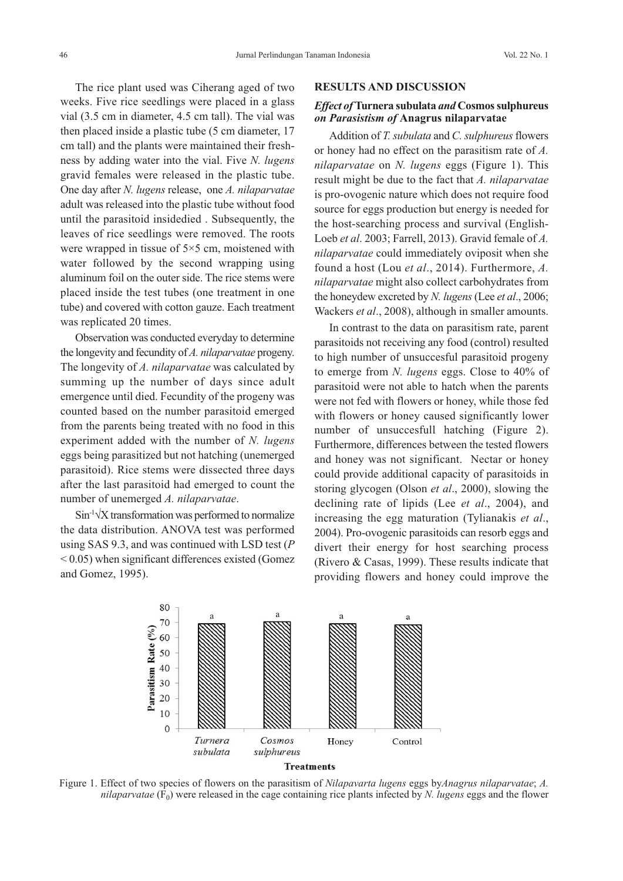The rice plant used was Ciherang aged of two weeks. Five rice seedlings were placed in a glass vial (3.5 cm in diameter, 4.5 cm tall). The vial was then placed inside a plastic tube (5 cm diameter, 17 cm tall) and the plants were maintained their freshness by adding water into the vial. Five *N. lugens* gravid females were released in the plastic tube. One day after *N. lugens* release, one *A. nilaparvatae* adult was released into the plastic tube without food until the parasitoid insidedied . Subsequently, the leaves of rice seedlings were removed. The roots were wrapped in tissue of 5×5 cm, moistened with water followed by the second wrapping using aluminum foil on the outer side. The rice stems were placed inside the test tubes (one treatment in one tube) and covered with cotton gauze. Each treatment was replicated 20 times.

Observation was conducted everyday to determine the longevity and fecundity of *A. nilaparvatae* progeny. The longevity of *A. nilaparvatae* was calculated by summing up the number of days since adult emergence until died. Fecundity of the progeny was counted based on the number parasitoid emerged from the parents being treated with no food in this experiment added with the number of *N. lugens* eggs being parasitized but not hatching (unemerged parasitoid). Rice stems were dissected three days after the last parasitoid had emerged to count the number of unemerged *A. nilaparvatae*.

$\sin^{-1}\sqrt{X}$ transformation was performed to normalize the data distribution. ANOVA test was performed using SAS 9.3, and was continued with LSD test ($P < 0.05$) when significant differences existed (Gomez and Gomez, 1995).

## RESULTS AND DISCUSSION

### *Effect of* Turnera subulata *and* Cosmos sulphureus *on Parasitism of* Anagrus nilaparvatae

Addition of *T. subulata* and *C. sulphureus* flowers or honey had no effect on the parasitism rate of *A. nilaparvatae* on *N. lugens* eggs (Figure 1). This result might be due to the fact that *A. nilaparvatae* is pro-ovogenic nature which does not require food source for eggs production but energy is needed for the host-searching process and survival (English-Loeb *et al*. 2003; Farrell, 2013). Gravid female of *A. nilaparvatae* could immediately oviposit when she found a host (Lou *et al*., 2014). Furthermore, *A. nilaparvatae* might also collect carbohydrates from the honeydew excreted by *N. lugens* (Lee *et al*., 2006; Wackers *et al*., 2008), although in smaller amounts.

In contrast to the data on parasitism rate, parent parasitoids not receiving any food (control) resulted to high number of unsuccesful parasitoid progeny to emerge from *N. lugens* eggs. Close to 40% of parasitoid were not able to hatch when the parents were not fed with flowers or honey, while those fed with flowers or honey caused significantly lower number of unsuccesfull hatching (Figure 2). Furthermore, differences between the tested flowers and honey was not significant. Nectar or honey could provide additional capacity of parasitoids in storing glycogen (Olson *et al*., 2000), slowing the declining rate of lipids (Lee *et al*., 2004), and increasing the egg maturation (Tylianakis *et al*., 2004). Pro-ovogenic parasitoids can resorb eggs and divert their energy for host searching process (Rivero & Casas, 1999). These results indicate that providing flowers and honey could improve the

Figure 1. Effect of two species of flowers on the parasitism of *Nilapavarta lugens* eggs by*Anagrus nilaparvatae*; *A. nilaparvatae* ($F_0$) were released in the cage containing rice plants infected by *N. lugens* eggs and the flower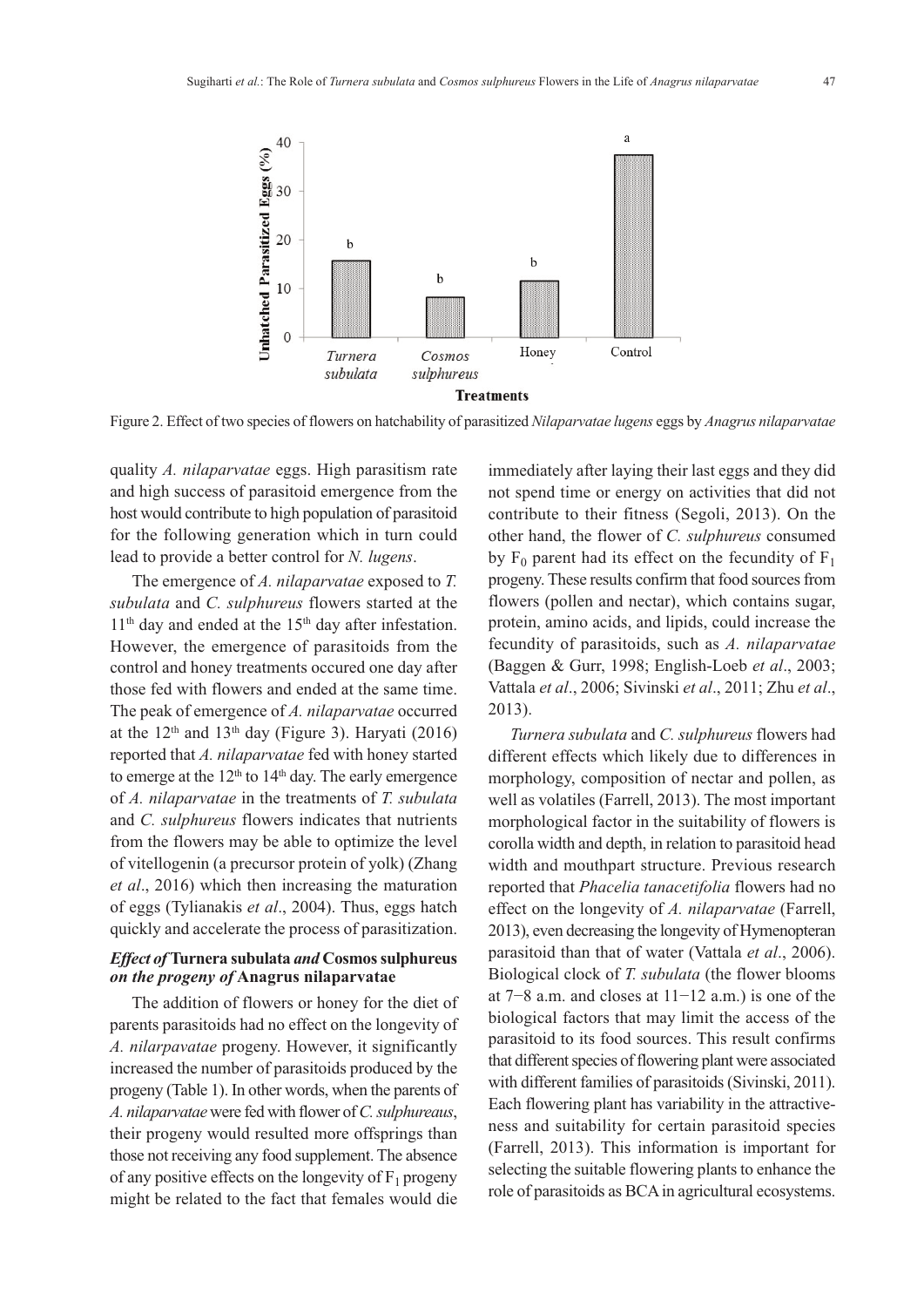Figure 2. Effect of two species of flowers on hatchability of parasitized *Nilaparvatae lugens* eggs by *Anagrus nilaparvatae*

quality *A. nilaparvatae* eggs. High parasitism rate and high success of parasitoid emergence from the host would contribute to high population of parasitoid for the following generation which in turn could lead to provide a better control for *N. lugens*.

The emergence of *A. nilaparvatae* exposed to *T. subulata* and *C. sulphureus* flowers started at the 11th day and ended at the 15th day after infestation. However, the emergence of parasitoids from the control and honey treatments occured one day after those fed with flowers and ended at the same time. The peak of emergence of *A. nilaparvatae* occurred at the 12th and 13th day (Figure 3). Haryati (2016) reported that *A. nilaparvatae* fed with honey started to emerge at the 12th to 14th day. The early emergence of *A. nilaparvatae* in the treatments of *T. subulata* and *C. sulphureus* flowers indicates that nutrients from the flowers may be able to optimize the level of vitellogenin (a precursor protein of yolk) (Zhang *et al*., 2016) which then increasing the maturation of eggs (Tylianakis *et al*., 2004). Thus, eggs hatch quickly and accelerate the process of parasitization.

### *Effect of* **Turnera subulata** *and* **Cosmos sulphureus** *on the progeny of* **Anagrus nilaparvatae**

The addition of flowers or honey for the diet of parents parasitoids had no effect on the longevity of *A. nilarpavatae* progeny. However, it significantly increased the number of parasitoids produced by the progeny (Table 1). In other words, when the parents of *A. nilaparvatae* were fed with flower of *C. sulphureaus*, their progeny would resulted more offsprings than those not receiving any food supplement. The absence of any positive effects on the longevity of $F_1$ progeny might be related to the fact that females would die immediately after laying their last eggs and they did not spend time or energy on activities that did not contribute to their fitness (Segoli, 2013). On the other hand, the flower of *C. sulphureus* consumed by $F_0$ parent had its effect on the fecundity of $F_1$ progeny. These results confirm that food sources from flowers (pollen and nectar), which contains sugar, protein, amino acids, and lipids, could increase the fecundity of parasitoids, such as *A. nilaparvatae* (Baggen & Gurr, 1998; English-Loeb *et al*., 2003; Vattala *et al*., 2006; Sivinski *et al*., 2011; Zhu *et al*., 2013).

*Turnera subulata* and *C. sulphureus* flowers had different effects which likely due to differences in morphology, composition of nectar and pollen, as well as volatiles (Farrell, 2013). The most important morphological factor in the suitability of flowers is corolla width and depth, in relation to parasitoid head width and mouthpart structure. Previous research reported that *Phacelia tanacetifolia* flowers had no effect on the longevity of *A. nilaparvatae* (Farrell, 2013), even decreasing the longevity of Hymenopteran parasitoid than that of water (Vattala *et al*., 2006). Biological clock of *T. subulata* (the flower blooms at 7−8 a.m. and closes at 11−12 a.m.) is one of the biological factors that may limit the access of the parasitoid to its food sources. This result confirms that different species of flowering plant were associated with different families of parasitoids (Sivinski, 2011). Each flowering plant has variability in the attractiveness and suitability for certain parasitoid species (Farrell, 2013). This information is important for selecting the suitable flowering plants to enhance the role of parasitoids as BCA in agricultural ecosystems.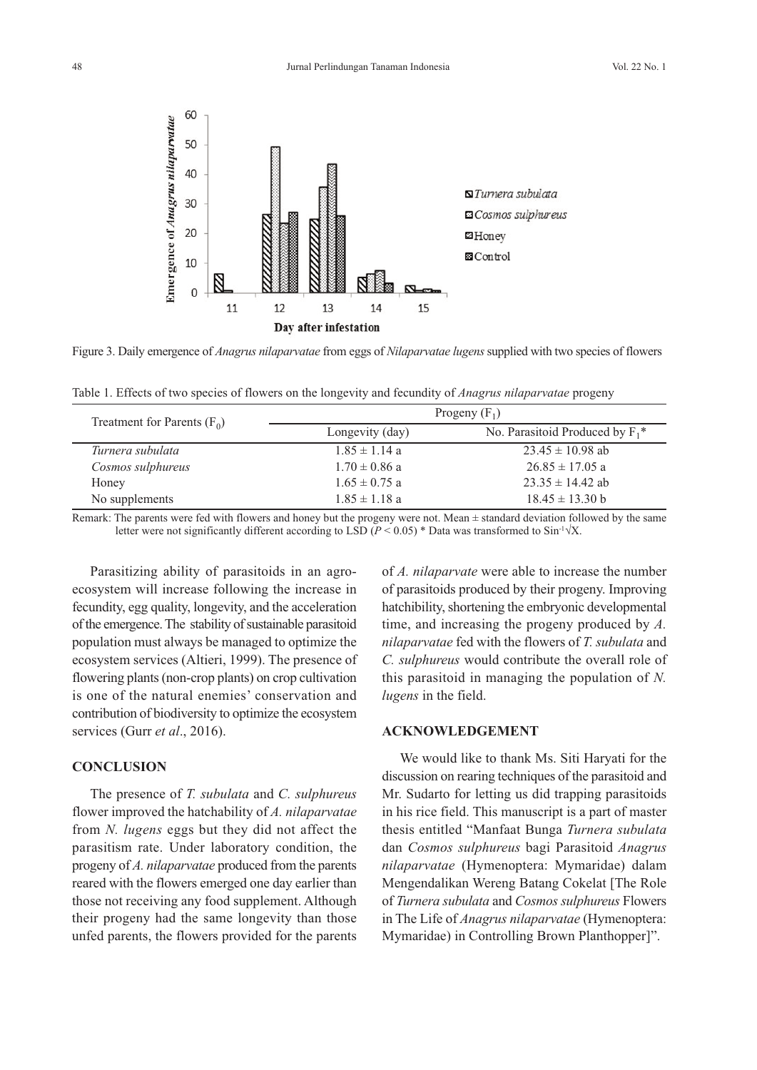Figure 3. Daily emergence of *Anagrus nilaparvatae* from eggs of *Nilaparvatae lugens* supplied with two species of flowers

Table 1. Effects of two species of flowers on the longevity and fecundity of *Anagrus nilaparvatae* progeny

| Treatment for Parents ($F_0$) | Progeny ($F_1$) | |
|---|---|---|
| | Longevity (day) | No. Parasitoid Produced by $F_1$* |
| *Turnera subulata* | 1.85 ± 1.14 a | 23.45 ± 10.98 ab |
| *Cosmos sulphureus* | 1.70 ± 0.86 a | 26.85 ± 17.05 a |
| Honey | 1.65 ± 0.75 a | 23.35 ± 14.42 ab |
| No supplements | 1.85 ± 1.18 a | 18.45 ± 13.30 b |

Remark: The parents were fed with flowers and honey but the progeny were not. Mean ± standard deviation followed by the same letter were not significantly different according to LSD ($P < 0.05$) * Data was transformed to $\sin^{-1}\sqrt{X}$.

Parasitizing ability of parasitoids in an agro-ecosystem will increase following the increase in fecundity, egg quality, longevity, and the acceleration of the emergence. The stability of sustainable parasitoid population must always be managed to optimize the ecosystem services (Altieri, 1999). The presence of flowering plants (non-crop plants) on crop cultivation is one of the natural enemies' conservation and contribution of biodiversity to optimize the ecosystem services (Gurr *et al*., 2016).

## CONCLUSION

The presence of *T. subulata* and *C. sulphureus* flower improved the hatchability of *A. nilaparvatae* from *N. lugens* eggs but they did not affect the parasitism rate. Under laboratory condition, the progeny of *A. nilaparvatae* produced from the parents reared with the flowers emerged one day earlier than those not receiving any food supplement. Although their progeny had the same longevity than those unfed parents, the flowers provided for the parents of *A. nilaparvate* were able to increase the number of parasitoids produced by their progeny. Improving hatchibility, shortening the embryonic developmental time, and increasing the progeny produced by *A. nilaparvatae* fed with the flowers of *T. subulata* and *C. sulphureus* would contribute the overall role of this parasitoid in managing the population of *N. lugens* in the field.

## ACKNOWLEDGEMENT

We would like to thank Ms. Siti Haryati for the discussion on rearing techniques of the parasitoid and Mr. Sudarto for letting us did trapping parasitoids in his rice field. This manuscript is a part of master thesis entitled "Manfaat Bunga *Turnera subulata* dan *Cosmos sulphureus* bagi Parasitoid *Anagrus nilaparvatae* (Hymenoptera: Mymaridae) dalam Mengendalikan Wereng Batang Cokelat [The Role of *Turnera subulata* and *Cosmos sulphureus* Flowers in The Life of *Anagrus nilaparvatae* (Hymenoptera: Mymaridae) in Controlling Brown Planthopper]".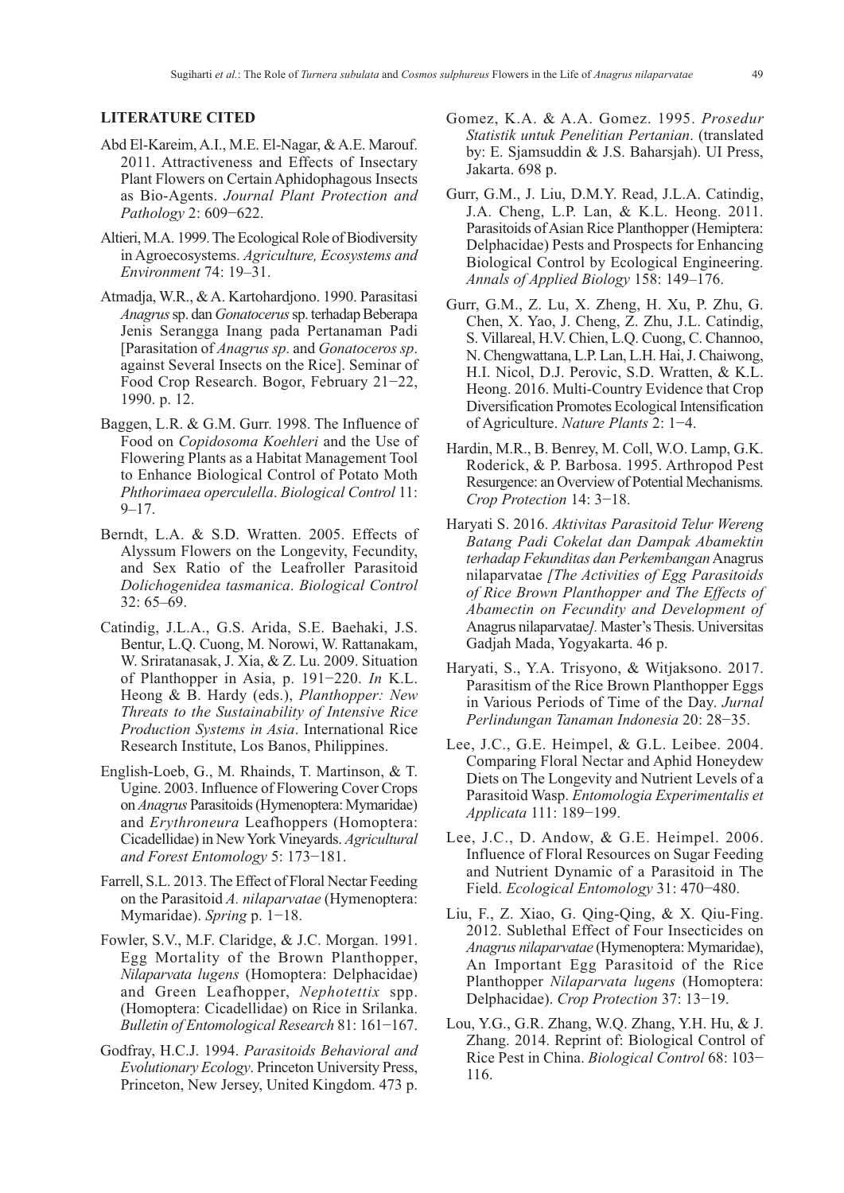## LITERATURE CITED

Abd El-Kareim, A.I., M.E. El-Nagar, & A.E. Marouf. 2011. Attractiveness and Effects of Insectary Plant Flowers on Certain Aphidophagous Insects as Bio-Agents. *Journal Plant Protection and Pathology* 2: 609−622.

Altieri, M.A. 1999. The Ecological Role of Biodiversity in Agroecosystems. *Agriculture, Ecosystems and Environment* 74: 19–31.

Atmadja, W.R., & A. Kartohardjono. 1990. Parasitasi *Anagrus* sp. dan *Gonatocerus* sp. terhadap Beberapa Jenis Serangga Inang pada Pertanaman Padi [Parasitation of *Anagrus sp*. and *Gonatoceros sp*. against Several Insects on the Rice]. Seminar of Food Crop Research. Bogor, February 21−22, 1990. p. 12.

Baggen, L.R. & G.M. Gurr. 1998. The Influence of Food on *Copidosoma Koehleri* and the Use of Flowering Plants as a Habitat Management Tool to Enhance Biological Control of Potato Moth *Phthorimaea operculella*. *Biological Control* 11: 9–17.

Berndt, L.A. & S.D. Wratten. 2005. Effects of Alyssum Flowers on the Longevity, Fecundity, and Sex Ratio of the Leafroller Parasitoid *Dolichogenidea tasmanica*. *Biological Control* 32: 65–69.

Catindig, J.L.A., G.S. Arida, S.E. Baehaki, J.S. Bentur, L.Q. Cuong, M. Norowi, W. Rattanakam, W. Sriratanasak, J. Xia, & Z. Lu. 2009. Situation of Planthopper in Asia, p. 191−220. *In* K.L. Heong & B. Hardy (eds.), *Planthopper: New Threats to the Sustainability of Intensive Rice Production Systems in Asia*. International Rice Research Institute, Los Banos, Philippines.

English-Loeb, G., M. Rhainds, T. Martinson, & T. Ugine. 2003. Influence of Flowering Cover Crops on *Anagrus* Parasitoids (Hymenoptera: Mymaridae) and *Erythroneura* Leafhoppers (Homoptera: Cicadellidae) in New York Vineyards. *Agricultural and Forest Entomology* 5: 173−181.

Farrell, S.L. 2013. The Effect of Floral Nectar Feeding on the Parasitoid *A. nilaparvatae* (Hymenoptera: Mymaridae). *Spring* p. 1−18.

Fowler, S.V., M.F. Claridge, & J.C. Morgan. 1991. Egg Mortality of the Brown Planthopper, *Nilaparvata lugens* (Homoptera: Delphacidae) and Green Leafhopper, *Nephotettix* spp. (Homoptera: Cicadellidae) on Rice in Srilanka. *Bulletin of Entomological Research* 81: 161−167.

Godfray, H.C.J. 1994. *Parasitoids Behavioral and Evolutionary Ecology*. Princeton University Press, Princeton, New Jersey, United Kingdom. 473 p.

Gomez, K.A. & A.A. Gomez. 1995. *Prosedur Statistik untuk Penelitian Pertanian*. (translated by: E. Sjamsuddin & J.S. Baharsjah). UI Press, Jakarta. 698 p.

Gurr, G.M., J. Liu, D.M.Y. Read, J.L.A. Catindig, J.A. Cheng, L.P. Lan, & K.L. Heong. 2011. Parasitoids of Asian Rice Planthopper (Hemiptera: Delphacidae) Pests and Prospects for Enhancing Biological Control by Ecological Engineering. *Annals of Applied Biology* 158: 149–176.

Gurr, G.M., Z. Lu, X. Zheng, H. Xu, P. Zhu, G. Chen, X. Yao, J. Cheng, Z. Zhu, J.L. Catindig, S. Villareal, H.V. Chien, L.Q. Cuong, C. Channoo, N. Chengwattana, L.P. Lan, L.H. Hai, J. Chaiwong, H.I. Nicol, D.J. Perovic, S.D. Wratten, & K.L. Heong. 2016. Multi-Country Evidence that Crop Diversification Promotes Ecological Intensification of Agriculture. *Nature Plants* 2: 1−4.

Hardin, M.R., B. Benrey, M. Coll, W.O. Lamp, G.K. Roderick, & P. Barbosa. 1995. Arthropod Pest Resurgence: an Overview of Potential Mechanisms. *Crop Protection* 14: 3−18.

Haryati S. 2016. *Aktivitas Parasitoid Telur Wereng Batang Padi Cokelat dan Dampak Abamektin terhadap Fekunditas dan Perkembangan* Anagrus nilaparvatae *[The Activities of Egg Parasitoids of Rice Brown Planthopper and The Effects of Abamectin on Fecundity and Development of* Anagrus nilaparvatae*]*. Master's Thesis. Universitas Gadjah Mada, Yogyakarta. 46 p.

Haryati, S., Y.A. Trisyono, & Witjaksono. 2017. Parasitism of the Rice Brown Planthopper Eggs in Various Periods of Time of the Day. *Jurnal Perlindungan Tanaman Indonesia* 20: 28−35.

Lee, J.C., G.E. Heimpel, & G.L. Leibee. 2004. Comparing Floral Nectar and Aphid Honeydew Diets on The Longevity and Nutrient Levels of a Parasitoid Wasp. *Entomologia Experimentalis et Applicata* 111: 189−199.

Lee, J.C., D. Andow, & G.E. Heimpel. 2006. Influence of Floral Resources on Sugar Feeding and Nutrient Dynamic of a Parasitoid in The Field. *Ecological Entomology* 31: 470−480.

Liu, F., Z. Xiao, G. Qing-Qing, & X. Qiu-Fing. 2012. Sublethal Effect of Four Insecticides on *Anagrus nilaparvatae* (Hymenoptera: Mymaridae), An Important Egg Parasitoid of the Rice Planthopper *Nilaparvata lugens* (Homoptera: Delphacidae). *Crop Protection* 37: 13−19.

Lou, Y.G., G.R. Zhang, W.Q. Zhang, Y.H. Hu, & J. Zhang. 2014. Reprint of: Biological Control of Rice Pest in China. *Biological Control* 68: 103−116.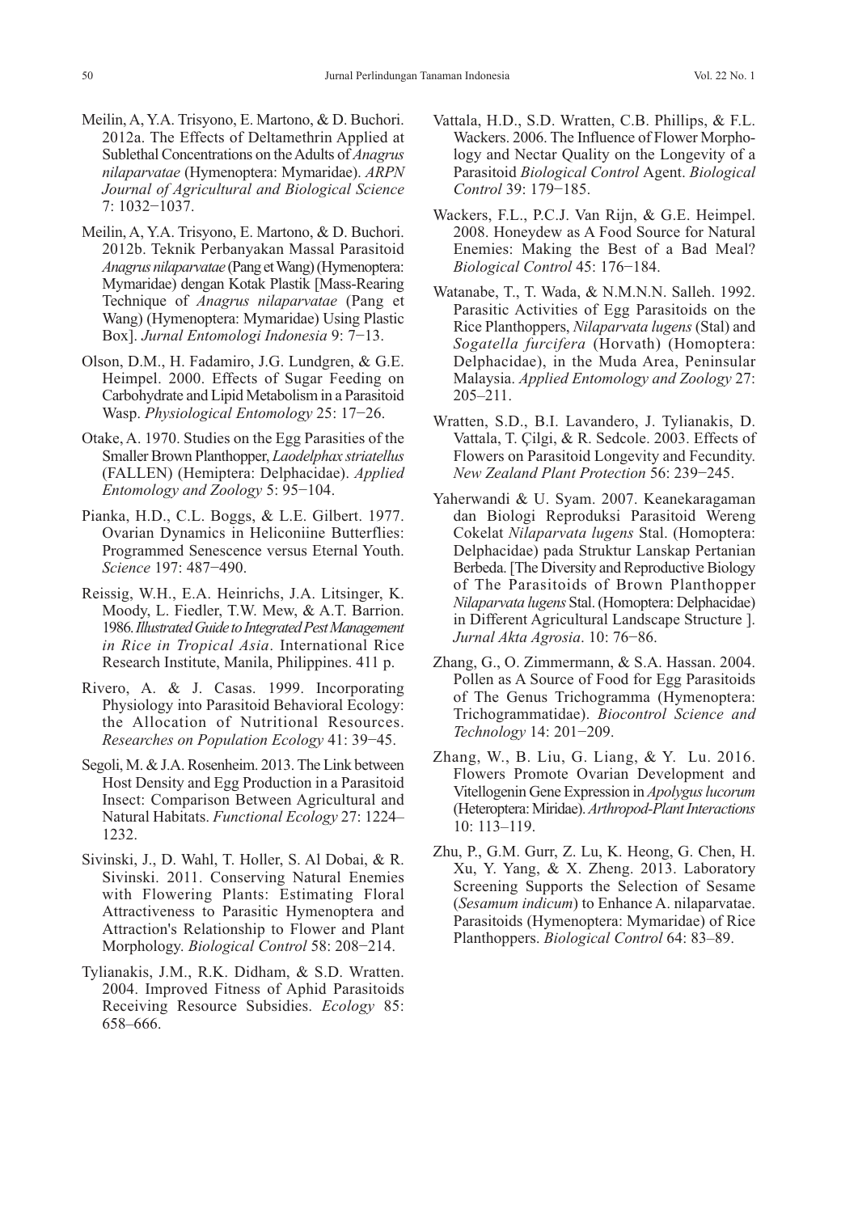Meilin, A, Y.A. Trisyono, E. Martono, & D. Buchori. 2012a. The Effects of Deltamethrin Applied at Sublethal Concentrations on the Adults of *Anagrus nilaparvatae* (Hymenoptera: Mymaridae). *ARPN Journal of Agricultural and Biological Science* 7: 1032−1037.

Meilin, A, Y.A. Trisyono, E. Martono, & D. Buchori. 2012b. Teknik Perbanyakan Massal Parasitoid *Anagrus nilaparvatae* (Pang et Wang) (Hymenoptera: Mymaridae) dengan Kotak Plastik [Mass-Rearing Technique of *Anagrus nilaparvatae* (Pang et Wang) (Hymenoptera: Mymaridae) Using Plastic Box]. *Jurnal Entomologi Indonesia* 9: 7−13.

Olson, D.M., H. Fadamiro, J.G. Lundgren, & G.E. Heimpel. 2000. Effects of Sugar Feeding on Carbohydrate and Lipid Metabolism in a Parasitoid Wasp. *Physiological Entomology* 25: 17−26.

Otake, A. 1970. Studies on the Egg Parasities of the Smaller Brown Planthopper, *Laodelphax striatellus* (FALLEN) (Hemiptera: Delphacidae). *Applied Entomology and Zoology* 5: 95−104.

Pianka, H.D., C.L. Boggs, & L.E. Gilbert. 1977. Ovarian Dynamics in Heliconiine Butterflies: Programmed Senescence versus Eternal Youth. *Science* 197: 487−490.

Reissig, W.H., E.A. Heinrichs, J.A. Litsinger, K. Moody, L. Fiedler, T.W. Mew, & A.T. Barrion. 1986. *Illustrated Guide to Integrated Pest Management in Rice in Tropical Asia*. International Rice Research Institute, Manila, Philippines. 411 p.

Rivero, A. & J. Casas. 1999. Incorporating Physiology into Parasitoid Behavioral Ecology: the Allocation of Nutritional Resources. *Researches on Population Ecology* 41: 39−45.

Segoli, M. & J.A. Rosenheim. 2013. The Link between Host Density and Egg Production in a Parasitoid Insect: Comparison Between Agricultural and Natural Habitats. *Functional Ecology* 27: 1224–1232.

Sivinski, J., D. Wahl, T. Holler, S. Al Dobai, & R. Sivinski. 2011. Conserving Natural Enemies with Flowering Plants: Estimating Floral Attractiveness to Parasitic Hymenoptera and Attraction's Relationship to Flower and Plant Morphology. *Biological Control* 58: 208−214.

Tylianakis, J.M., R.K. Didham, & S.D. Wratten. 2004. Improved Fitness of Aphid Parasitoids Receiving Resource Subsidies. *Ecology* 85: 658–666.

Vattala, H.D., S.D. Wratten, C.B. Phillips, & F.L. Wackers. 2006. The Influence of Flower Morphology and Nectar Quality on the Longevity of a Parasitoid *Biological Control* Agent. *Biological Control* 39: 179−185.

Wackers, F.L., P.C.J. Van Rijn, & G.E. Heimpel. 2008. Honeydew as A Food Source for Natural Enemies: Making the Best of a Bad Meal? *Biological Control* 45: 176−184.

Watanabe, T., T. Wada, & N.M.N.N. Salleh. 1992. Parasitic Activities of Egg Parasitoids on the Rice Planthoppers, *Nilaparvata lugens* (Stal) and *Sogatella furcifera* (Horvath) (Homoptera: Delphacidae), in the Muda Area, Peninsular Malaysia. *Applied Entomology and Zoology* 27: 205–211.

Wratten, S.D., B.I. Lavandero, J. Tylianakis, D. Vattala, T. Çilgi, & R. Sedcole. 2003. Effects of Flowers on Parasitoid Longevity and Fecundity. *New Zealand Plant Protection* 56: 239−245.

Yaherwandi & U. Syam. 2007. Keanekaragaman dan Biologi Reproduksi Parasitoid Wereng Cokelat *Nilaparvata lugens* Stal. (Homoptera: Delphacidae) pada Struktur Lanskap Pertanian Berbeda. [The Diversity and Reproductive Biology of The Parasitoids of Brown Planthopper *Nilaparvata lugens* Stal. (Homoptera: Delphacidae) in Different Agricultural Landscape Structure ]. *Jurnal Akta Agrosia*. 10: 76−86.

Zhang, G., O. Zimmermann, & S.A. Hassan. 2004. Pollen as A Source of Food for Egg Parasitoids of The Genus Trichogramma (Hymenoptera: Trichogrammatidae). *Biocontrol Science and Technology* 14: 201−209.

Zhang, W., B. Liu, G. Liang, & Y. Lu. 2016. Flowers Promote Ovarian Development and Vitellogenin Gene Expression in *Apolygus lucorum* (Heteroptera: Miridae). *Arthropod-Plant Interactions* 10: 113–119.

Zhu, P., G.M. Gurr, Z. Lu, K. Heong, G. Chen, H. Xu, Y. Yang, & X. Zheng. 2013. Laboratory Screening Supports the Selection of Sesame (*Sesamum indicum*) to Enhance A. nilaparvatae. Parasitoids (Hymenoptera: Mymaridae) of Rice Planthoppers. *Biological Control* 64: 83–89.